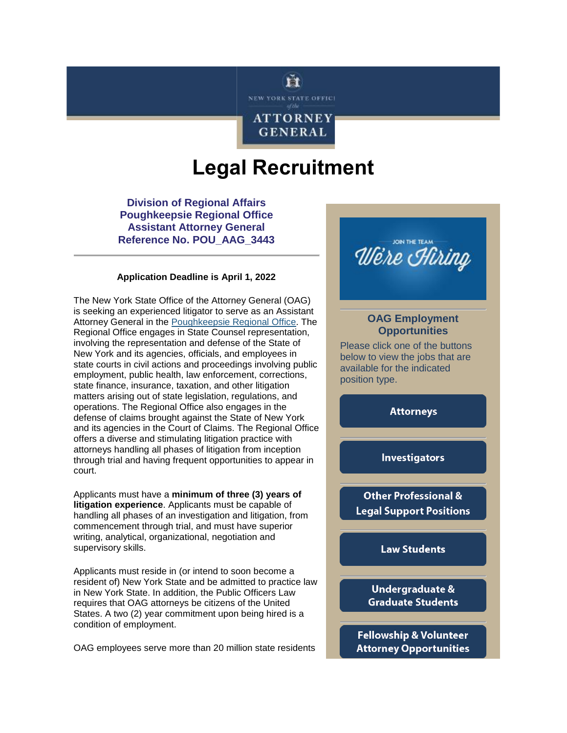NEW YORK STATE OFFICE of the ATTORNEY GENERAL

# Legal Recruitment

**Division of Regional Affairs**
**Poughkeepsie Regional Office**
**Assistant Attorney General**
**Reference No. POU_AAG_3443**

---

**Application Deadline is April 1, 2022**

The New York State Office of the Attorney General (OAG) is seeking an experienced litigator to serve as an Assistant Attorney General in the Poughkeepsie Regional Office. The Regional Office engages in State Counsel representation, involving the representation and defense of the State of New York and its agencies, officials, and employees in state courts in civil actions and proceedings involving public employment, public health, law enforcement, corrections, state finance, insurance, taxation, and other litigation matters arising out of state legislation, regulations, and operations. The Regional Office also engages in the defense of claims brought against the State of New York and its agencies in the Court of Claims. The Regional Office offers a diverse and stimulating litigation practice with attorneys handling all phases of litigation from inception through trial and having frequent opportunities to appear in court.

Applicants must have a **minimum of three (3) years of litigation experience**. Applicants must be capable of handling all phases of an investigation and litigation, from commencement through trial, and must have superior writing, analytical, organizational, negotiation and supervisory skills.

Applicants must reside in (or intend to soon become a resident of) New York State and be admitted to practice law in New York State. In addition, the Public Officers Law requires that OAG attorneys be citizens of the United States. A two (2) year commitment upon being hired is a condition of employment.

OAG employees serve more than 20 million state residents

JOIN THE TEAM
We're Hiring

### OAG Employment Opportunities

Please click one of the buttons below to view the jobs that are available for the indicated position type.

- Attorneys
- Investigators
- Other Professional & Legal Support Positions
- Law Students
- Undergraduate & Graduate Students
- Fellowship & Volunteer Attorney Opportunities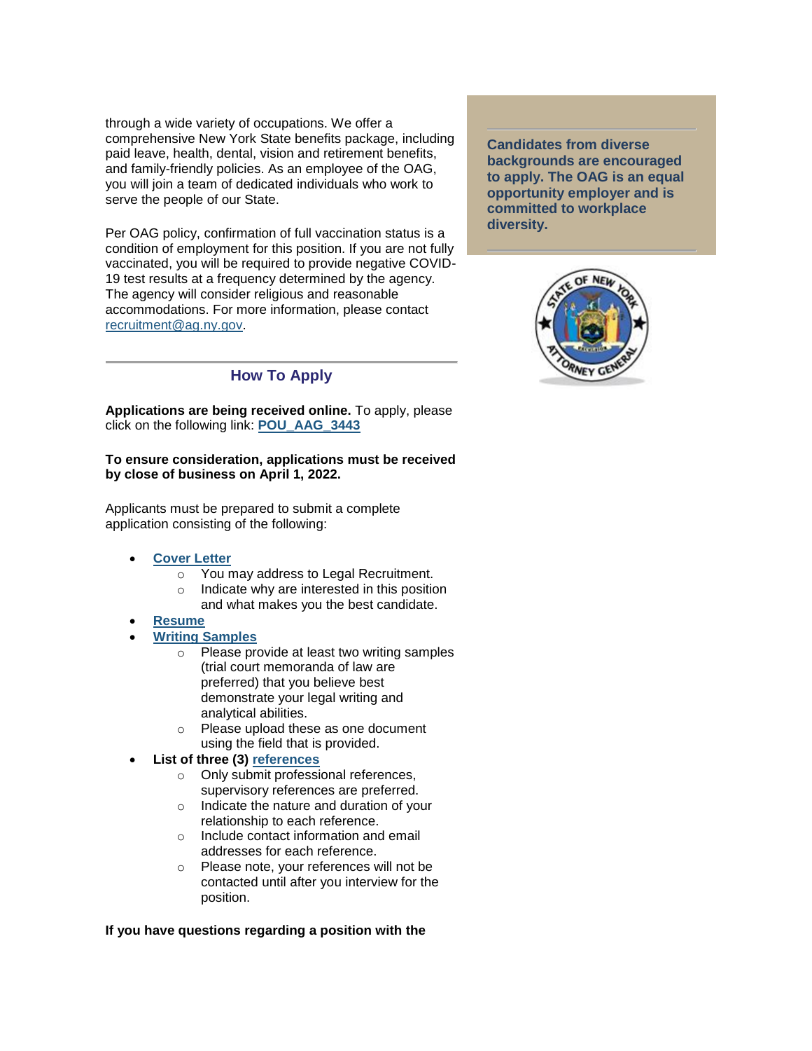through a wide variety of occupations. We offer a comprehensive New York State benefits package, including paid leave, health, dental, vision and retirement benefits, and family-friendly policies. As an employee of the OAG, you will join a team of dedicated individuals who work to serve the people of our State.

Per OAG policy, confirmation of full vaccination status is a condition of employment for this position. If you are not fully vaccinated, you will be required to provide negative COVID-19 test results at a frequency determined by the agency. The agency will consider religious and reasonable accommodations. For more information, please contact recruitment@ag.ny.gov.

**Candidates from diverse backgrounds are encouraged to apply. The OAG is an equal opportunity employer and is committed to workplace diversity.**

## How To Apply

**Applications are being received online.** To apply, please click on the following link: **POU_AAG_3443**

**To ensure consideration, applications must be received by close of business on April 1, 2022.**

Applicants must be prepared to submit a complete application consisting of the following:

- **Cover Letter**
  - You may address to Legal Recruitment.
  - Indicate why are interested in this position and what makes you the best candidate.
- **Resume**
- **Writing Samples**
  - Please provide at least two writing samples (trial court memoranda of law are preferred) that you believe best demonstrate your legal writing and analytical abilities.
  - Please upload these as one document using the field that is provided.
- **List of three (3) references**
  - Only submit professional references, supervisory references are preferred.
  - Indicate the nature and duration of your relationship to each reference.
  - Include contact information and email addresses for each reference.
  - Please note, your references will not be contacted until after you interview for the position.

**If you have questions regarding a position with the**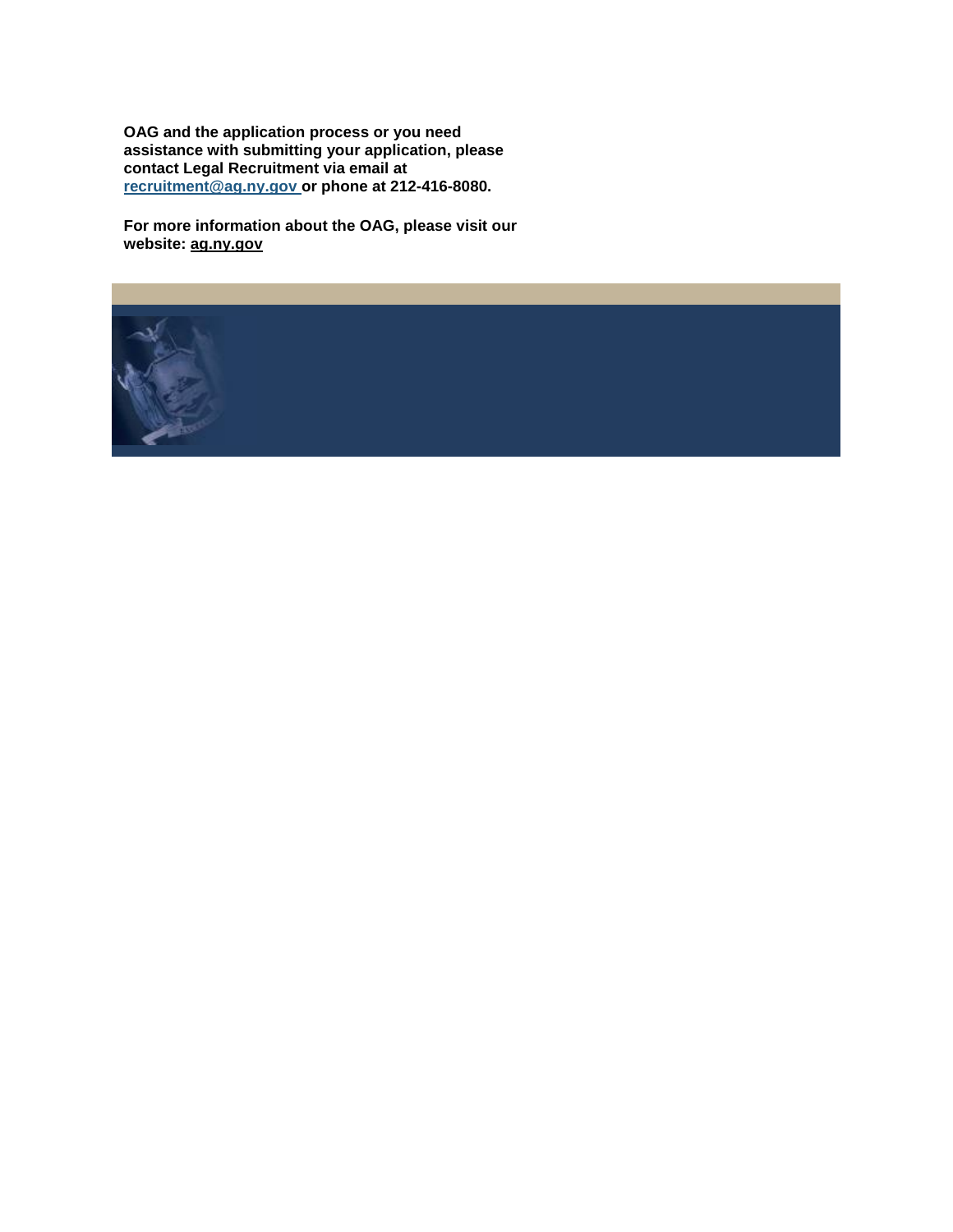**OAG and the application process or you need assistance with submitting your application, please contact Legal Recruitment via email at recruitment@ag.ny.gov or phone at 212-416-8080.**

**For more information about the OAG, please visit our website: ag.ny.gov**